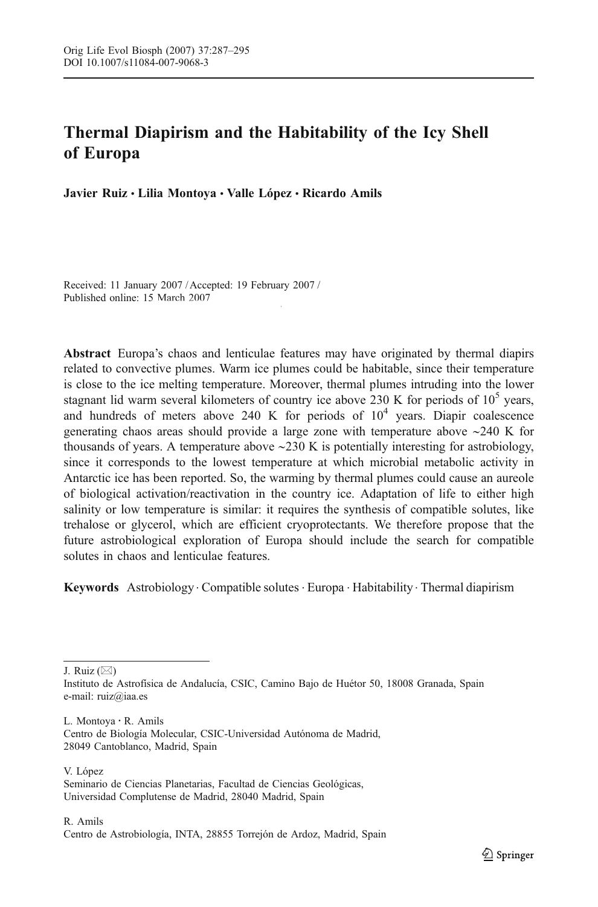# Thermal Diapirism and the Habitability of the Icy Shell of Europa

**Javier Ruiz · Lilia Montoya · Valle López · Ricardo Amils**

Received: 11 January 2007 / Accepted: 19 February 2007 / Published online: 15 March 2007

**Abstract** Europa's chaos and lenticulae features may have originated by thermal diapirs related to convective plumes. Warm ice plumes could be habitable, since their temperature is close to the ice melting temperature. Moreover, thermal plumes intruding into the lower stagnant lid warm several kilometers of country ice above 230 K for periods of $10^5$ years, and hundreds of meters above 240 K for periods of $10^4$ years. Diapir coalescence generating chaos areas should provide a large zone with temperature above ~240 K for thousands of years. A temperature above ~230 K is potentially interesting for astrobiology, since it corresponds to the lowest temperature at which microbial metabolic activity in Antarctic ice has been reported. So, the warming by thermal plumes could cause an aureole of biological activation/reactivation in the country ice. Adaptation of life to either high salinity or low temperature is similar: it requires the synthesis of compatible solutes, like trehalose or glycerol, which are efficient cryoprotectants. We therefore propose that the future astrobiological exploration of Europa should include the search for compatible solutes in chaos and lenticulae features.

**Keywords** Astrobiology · Compatible solutes · Europa · Habitability · Thermal diapirism

---

J. Ruiz (✉)
Instituto de Astrofísica de Andalucía, CSIC, Camino Bajo de Huétor 50, 18008 Granada, Spain
e-mail: ruiz@iaa.es

L. Montoya · R. Amils
Centro de Biología Molecular, CSIC-Universidad Autónoma de Madrid, 28049 Cantoblanco, Madrid, Spain

V. López
Seminario de Ciencias Planetarias, Facultad de Ciencias Geológicas, Universidad Complutense de Madrid, 28040 Madrid, Spain

R. Amils
Centro de Astrobiología, INTA, 28855 Torrejón de Ardoz, Madrid, Spain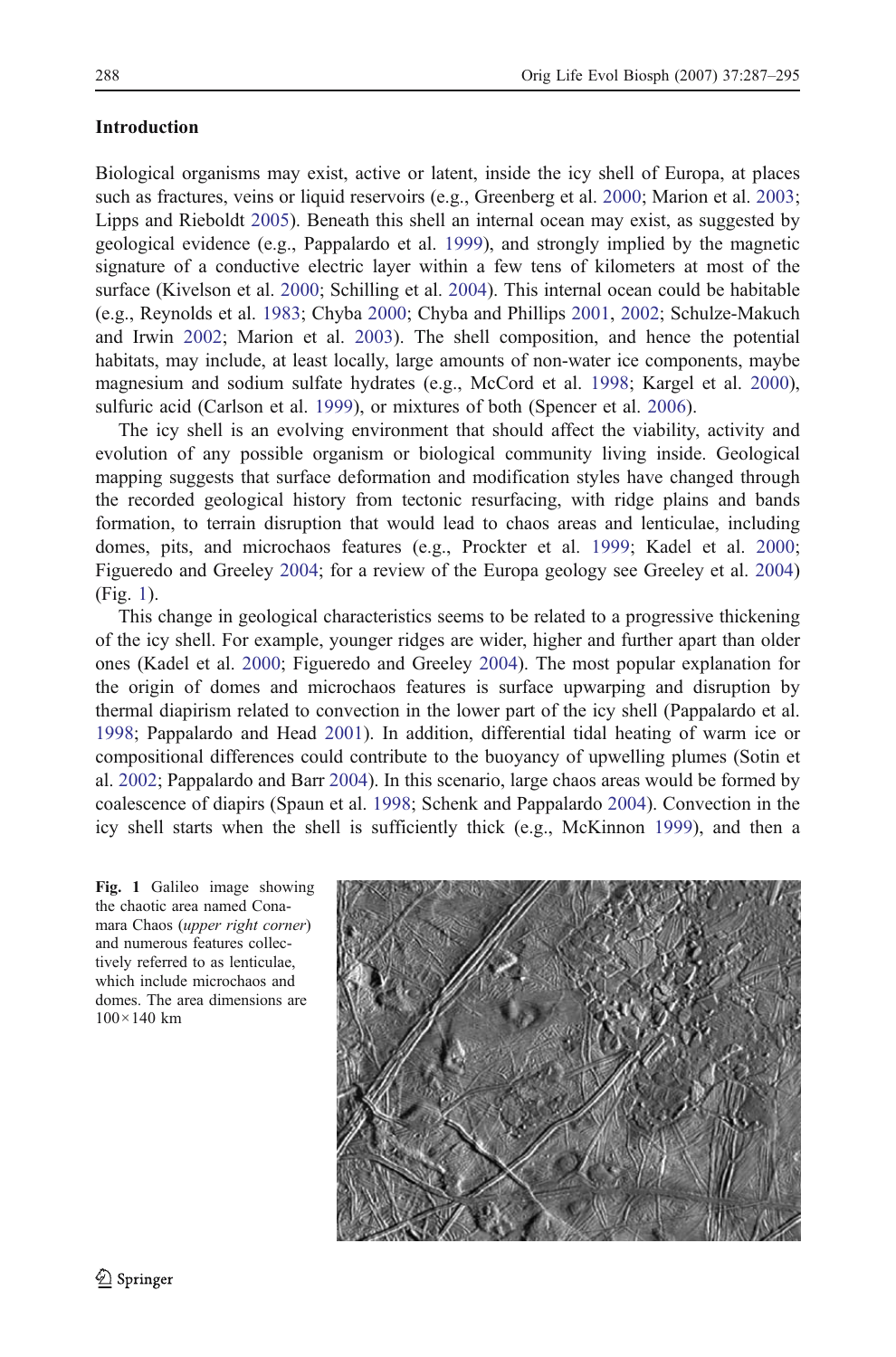## Introduction

Biological organisms may exist, active or latent, inside the icy shell of Europa, at places such as fractures, veins or liquid reservoirs (e.g., Greenberg et al. 2000; Marion et al. 2003; Lipps and Rieboldt 2005). Beneath this shell an internal ocean may exist, as suggested by geological evidence (e.g., Pappalardo et al. 1999), and strongly implied by the magnetic signature of a conductive electric layer within a few tens of kilometers at most of the surface (Kivelson et al. 2000; Schilling et al. 2004). This internal ocean could be habitable (e.g., Reynolds et al. 1983; Chyba 2000; Chyba and Phillips 2001, 2002; Schulze-Makuch and Irwin 2002; Marion et al. 2003). The shell composition, and hence the potential habitats, may include, at least locally, large amounts of non-water ice components, maybe magnesium and sodium sulfate hydrates (e.g., McCord et al. 1998; Kargel et al. 2000), sulfuric acid (Carlson et al. 1999), or mixtures of both (Spencer et al. 2006).

The icy shell is an evolving environment that should affect the viability, activity and evolution of any possible organism or biological community living inside. Geological mapping suggests that surface deformation and modification styles have changed through the recorded geological history from tectonic resurfacing, with ridge plains and bands formation, to terrain disruption that would lead to chaos areas and lenticulae, including domes, pits, and microchaos features (e.g., Prockter et al. 1999; Kadel et al. 2000; Figueredo and Greeley 2004; for a review of the Europa geology see Greeley et al. 2004) (Fig. 1).

This change in geological characteristics seems to be related to a progressive thickening of the icy shell. For example, younger ridges are wider, higher and further apart than older ones (Kadel et al. 2000; Figueredo and Greeley 2004). The most popular explanation for the origin of domes and microchaos features is surface upwarping and disruption by thermal diapirism related to convection in the lower part of the icy shell (Pappalardo et al. 1998; Pappalardo and Head 2001). In addition, differential tidal heating of warm ice or compositional differences could contribute to the buoyancy of upwelling plumes (Sotin et al. 2002; Pappalardo and Barr 2004). In this scenario, large chaos areas would be formed by coalescence of diapirs (Spaun et al. 1998; Schenk and Pappalardo 2004). Convection in the icy shell starts when the shell is sufficiently thick (e.g., McKinnon 1999), and then a

**Fig. 1** Galileo image showing the chaotic area named Conamara Chaos (*upper right corner*) and numerous features collectively referred to as lenticulae, which include microchaos and domes. The area dimensions are 100×140 km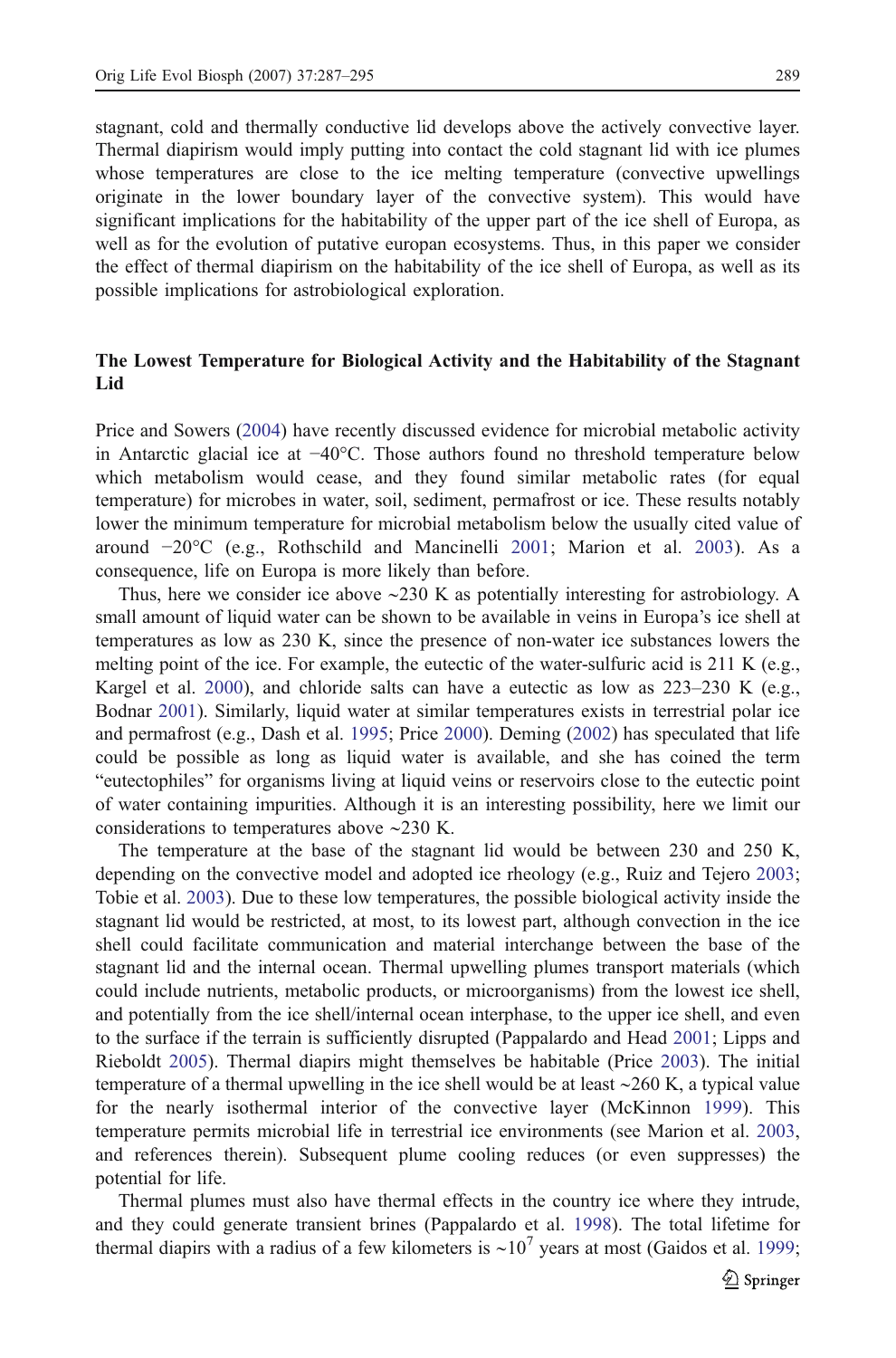stagnant, cold and thermally conductive lid develops above the actively convective layer. Thermal diapirism would imply putting into contact the cold stagnant lid with ice plumes whose temperatures are close to the ice melting temperature (convective upwellings originate in the lower boundary layer of the convective system). This would have significant implications for the habitability of the upper part of the ice shell of Europa, as well as for the evolution of putative europan ecosystems. Thus, in this paper we consider the effect of thermal diapirism on the habitability of the ice shell of Europa, as well as its possible implications for astrobiological exploration.

## The Lowest Temperature for Biological Activity and the Habitability of the Stagnant Lid

Price and Sowers (2004) have recently discussed evidence for microbial metabolic activity in Antarctic glacial ice at −40°C. Those authors found no threshold temperature below which metabolism would cease, and they found similar metabolic rates (for equal temperature) for microbes in water, soil, sediment, permafrost or ice. These results notably lower the minimum temperature for microbial metabolism below the usually cited value of around −20°C (e.g., Rothschild and Mancinelli 2001; Marion et al. 2003). As a consequence, life on Europa is more likely than before.

Thus, here we consider ice above ~230 K as potentially interesting for astrobiology. A small amount of liquid water can be shown to be available in veins in Europa's ice shell at temperatures as low as 230 K, since the presence of non-water ice substances lowers the melting point of the ice. For example, the eutectic of the water-sulfuric acid is 211 K (e.g., Kargel et al. 2000), and chloride salts can have a eutectic as low as 223–230 K (e.g., Bodnar 2001). Similarly, liquid water at similar temperatures exists in terrestrial polar ice and permafrost (e.g., Dash et al. 1995; Price 2000). Deming (2002) has speculated that life could be possible as long as liquid water is available, and she has coined the term "eutectophiles" for organisms living at liquid veins or reservoirs close to the eutectic point of water containing impurities. Although it is an interesting possibility, here we limit our considerations to temperatures above ~230 K.

The temperature at the base of the stagnant lid would be between 230 and 250 K, depending on the convective model and adopted ice rheology (e.g., Ruiz and Tejero 2003; Tobie et al. 2003). Due to these low temperatures, the possible biological activity inside the stagnant lid would be restricted, at most, to its lowest part, although convection in the ice shell could facilitate communication and material interchange between the base of the stagnant lid and the internal ocean. Thermal upwelling plumes transport materials (which could include nutrients, metabolic products, or microorganisms) from the lowest ice shell, and potentially from the ice shell/internal ocean interphase, to the upper ice shell, and even to the surface if the terrain is sufficiently disrupted (Pappalardo and Head 2001; Lipps and Rieboldt 2005). Thermal diapirs might themselves be habitable (Price 2003). The initial temperature of a thermal upwelling in the ice shell would be at least ~260 K, a typical value for the nearly isothermal interior of the convective layer (McKinnon 1999). This temperature permits microbial life in terrestrial ice environments (see Marion et al. 2003, and references therein). Subsequent plume cooling reduces (or even suppresses) the potential for life.

Thermal plumes must also have thermal effects in the country ice where they intrude, and they could generate transient brines (Pappalardo et al. 1998). The total lifetime for thermal diapirs with a radius of a few kilometers is ~$10^7$ years at most (Gaidos et al. 1999;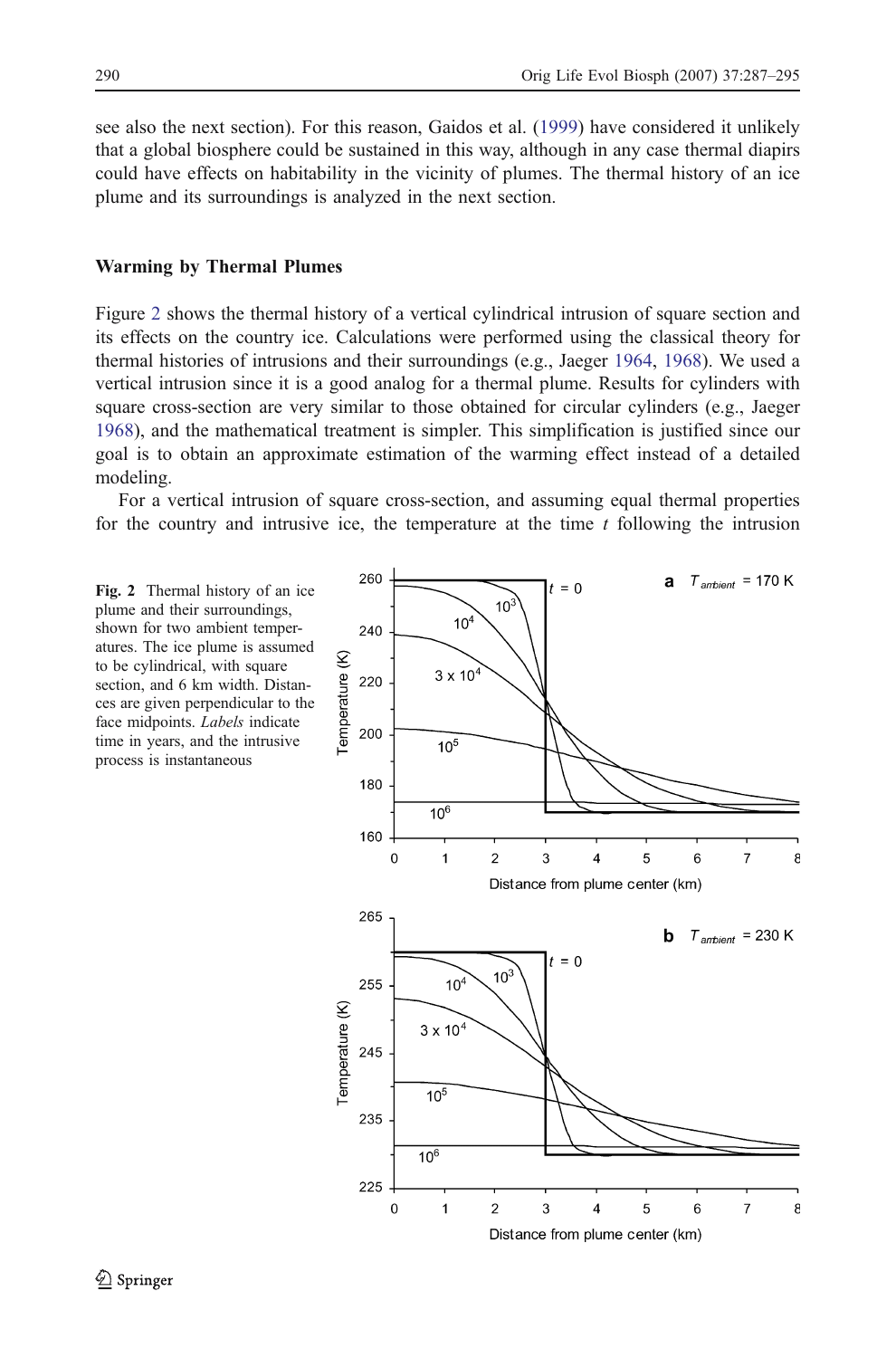see also the next section). For this reason, Gaidos et al. (1999) have considered it unlikely that a global biosphere could be sustained in this way, although in any case thermal diapirs could have effects on habitability in the vicinity of plumes. The thermal history of an ice plume and its surroundings is analyzed in the next section.

## Warming by Thermal Plumes

Figure 2 shows the thermal history of a vertical cylindrical intrusion of square section and its effects on the country ice. Calculations were performed using the classical theory for thermal histories of intrusions and their surroundings (e.g., Jaeger 1964, 1968). We used a vertical intrusion since it is a good analog for a thermal plume. Results for cylinders with square cross-section are very similar to those obtained for circular cylinders (e.g., Jaeger 1968), and the mathematical treatment is simpler. This simplification is justified since our goal is to obtain an approximate estimation of the warming effect instead of a detailed modeling.

For a vertical intrusion of square cross-section, and assuming equal thermal properties for the country and intrusive ice, the temperature at the time $t$ following the intrusion

**Fig. 2** Thermal history of an ice plume and their surroundings, shown for two ambient temperatures. The ice plume is assumed to be cylindrical, with square section, and 6 km width. Distances are given perpendicular to the face midpoints. *Labels* indicate time in years, and the intrusive process is instantaneous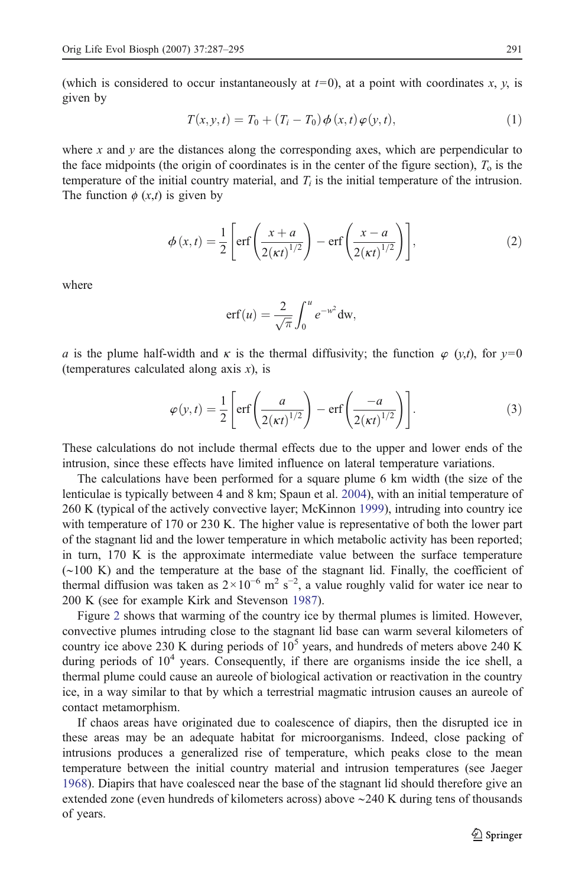(which is considered to occur instantaneously at $t=0$), at a point with coordinates $x$, $y$, is given by

$$T(x, y, t) = T_0 + (T_i - T_0)\,\phi(x, t)\,\varphi(y, t), \tag{1}$$

where $x$ and $y$ are the distances along the corresponding axes, which are perpendicular to the face midpoints (the origin of coordinates is in the center of the figure section), $T_{\mathrm{o}}$ is the temperature of the initial country material, and $T_i$ is the initial temperature of the intrusion. The function $\phi\,(x,t)$ is given by

$$\phi\,(x, t) = \frac{1}{2}\left[\operatorname{erf}\left(\frac{x + a}{2(\kappa t)^{1/2}}\right) - \operatorname{erf}\left(\frac{x - a}{2(\kappa t)^{1/2}}\right)\right], \tag{2}$$

where

$$\operatorname{erf}(u) = \frac{2}{\sqrt{\pi}}\int_0^u e^{-w^2}\,\mathrm{dw},$$

$a$ is the plume half-width and $\kappa$ is the thermal diffusivity; the function $\varphi\,(y,t)$, for $y=0$ (temperatures calculated along axis $x$), is

$$\varphi(y, t) = \frac{1}{2}\left[\operatorname{erf}\left(\frac{a}{2(\kappa t)^{1/2}}\right) - \operatorname{erf}\left(\frac{-a}{2(\kappa t)^{1/2}}\right)\right]. \tag{3}$$

These calculations do not include thermal effects due to the upper and lower ends of the intrusion, since these effects have limited influence on lateral temperature variations.

The calculations have been performed for a square plume 6 km width (the size of the lenticulae is typically between 4 and 8 km; Spaun et al. 2004), with an initial temperature of 260 K (typical of the actively convective layer; McKinnon 1999), intruding into country ice with temperature of 170 or 230 K. The higher value is representative of both the lower part of the stagnant lid and the lower temperature in which metabolic activity has been reported; in turn, 170 K is the approximate intermediate value between the surface temperature (~100 K) and the temperature at the base of the stagnant lid. Finally, the coefficient of thermal diffusion was taken as $2\times10^{-6}$ m$^2$ s$^{-2}$, a value roughly valid for water ice near to 200 K (see for example Kirk and Stevenson 1987).

Figure 2 shows that warming of the country ice by thermal plumes is limited. However, convective plumes intruding close to the stagnant lid base can warm several kilometers of country ice above 230 K during periods of $10^5$ years, and hundreds of meters above 240 K during periods of $10^4$ years. Consequently, if there are organisms inside the ice shell, a thermal plume could cause an aureole of biological activation or reactivation in the country ice, in a way similar to that by which a terrestrial magmatic intrusion causes an aureole of contact metamorphism.

If chaos areas have originated due to coalescence of diapirs, then the disrupted ice in these areas may be an adequate habitat for microorganisms. Indeed, close packing of intrusions produces a generalized rise of temperature, which peaks close to the mean temperature between the initial country material and intrusion temperatures (see Jaeger 1968). Diapirs that have coalesced near the base of the stagnant lid should therefore give an extended zone (even hundreds of kilometers across) above ~240 K during tens of thousands of years.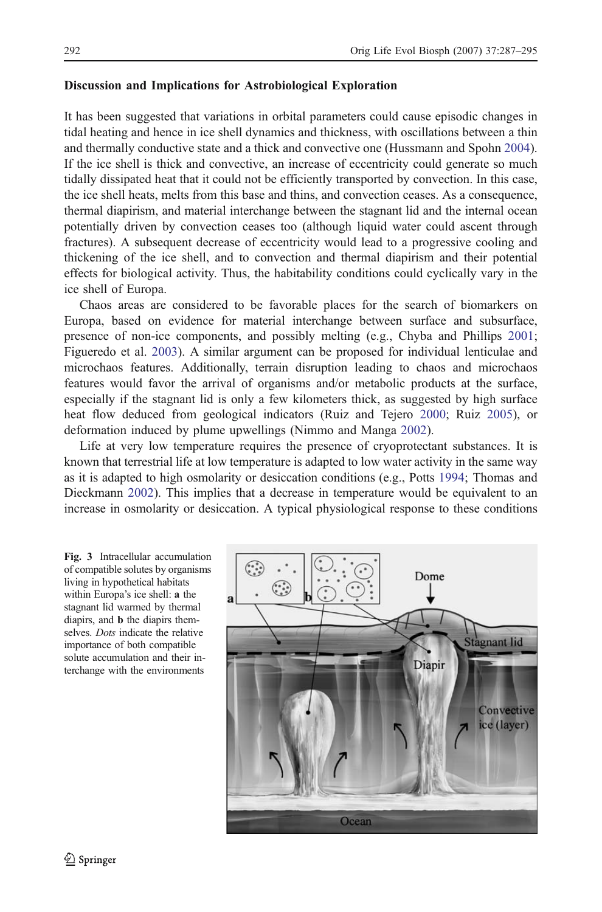### Discussion and Implications for Astrobiological Exploration

It has been suggested that variations in orbital parameters could cause episodic changes in tidal heating and hence in ice shell dynamics and thickness, with oscillations between a thin and thermally conductive state and a thick and convective one (Hussmann and Spohn 2004). If the ice shell is thick and convective, an increase of eccentricity could generate so much tidally dissipated heat that it could not be efficiently transported by convection. In this case, the ice shell heats, melts from this base and thins, and convection ceases. As a consequence, thermal diapirism, and material interchange between the stagnant lid and the internal ocean potentially driven by convection ceases too (although liquid water could ascent through fractures). A subsequent decrease of eccentricity would lead to a progressive cooling and thickening of the ice shell, and to convection and thermal diapirism and their potential effects for biological activity. Thus, the habitability conditions could cyclically vary in the ice shell of Europa.

Chaos areas are considered to be favorable places for the search of biomarkers on Europa, based on evidence for material interchange between surface and subsurface, presence of non-ice components, and possibly melting (e.g., Chyba and Phillips 2001; Figueredo et al. 2003). A similar argument can be proposed for individual lenticulae and microchaos features. Additionally, terrain disruption leading to chaos and microchaos features would favor the arrival of organisms and/or metabolic products at the surface, especially if the stagnant lid is only a few kilometers thick, as suggested by high surface heat flow deduced from geological indicators (Ruiz and Tejero 2000; Ruiz 2005), or deformation induced by plume upwellings (Nimmo and Manga 2002).

Life at very low temperature requires the presence of cryoprotectant substances. It is known that terrestrial life at low temperature is adapted to low water activity in the same way as it is adapted to high osmolarity or desiccation conditions (e.g., Potts 1994; Thomas and Dieckmann 2002). This implies that a decrease in temperature would be equivalent to an increase in osmolarity or desiccation. A typical physiological response to these conditions

**Fig. 3** Intracellular accumulation of compatible solutes by organisms living in hypothetical habitats within Europa's ice shell: **a** the stagnant lid warmed by thermal diapirs, and **b** the diapirs themselves. *Dots* indicate the relative importance of both compatible solute accumulation and their interchange with the environments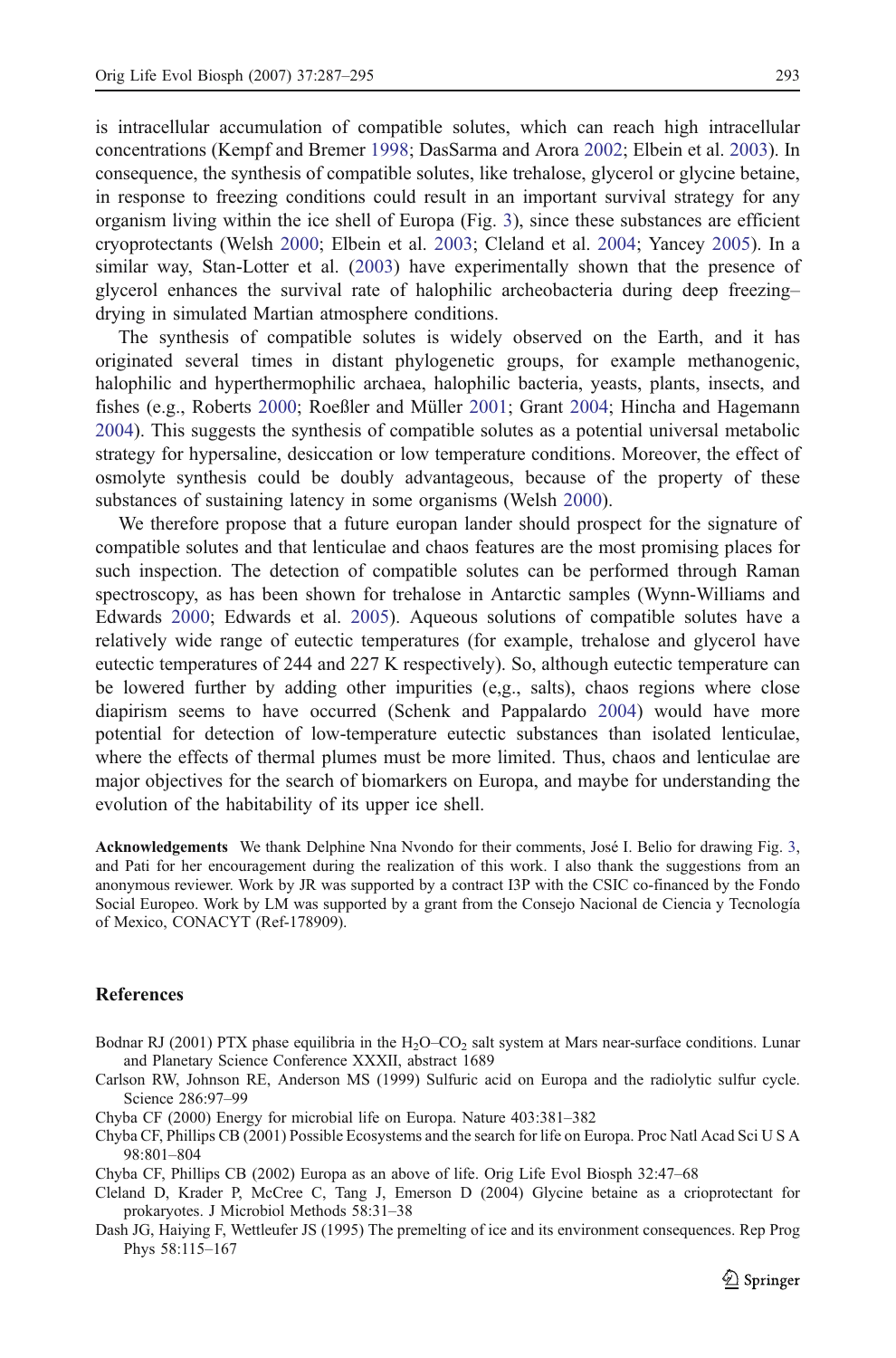is intracellular accumulation of compatible solutes, which can reach high intracellular concentrations (Kempf and Bremer 1998; DasSarma and Arora 2002; Elbein et al. 2003). In consequence, the synthesis of compatible solutes, like trehalose, glycerol or glycine betaine, in response to freezing conditions could result in an important survival strategy for any organism living within the ice shell of Europa (Fig. 3), since these substances are efficient cryoprotectants (Welsh 2000; Elbein et al. 2003; Cleland et al. 2004; Yancey 2005). In a similar way, Stan-Lotter et al. (2003) have experimentally shown that the presence of glycerol enhances the survival rate of halophilic archeobacteria during deep freezing–drying in simulated Martian atmosphere conditions.

The synthesis of compatible solutes is widely observed on the Earth, and it has originated several times in distant phylogenetic groups, for example methanogenic, halophilic and hyperthermophilic archaea, halophilic bacteria, yeasts, plants, insects, and fishes (e.g., Roberts 2000; Roeßler and Müller 2001; Grant 2004; Hincha and Hagemann 2004). This suggests the synthesis of compatible solutes as a potential universal metabolic strategy for hypersaline, desiccation or low temperature conditions. Moreover, the effect of osmolyte synthesis could be doubly advantageous, because of the property of these substances of sustaining latency in some organisms (Welsh 2000).

We therefore propose that a future europan lander should prospect for the signature of compatible solutes and that lenticulae and chaos features are the most promising places for such inspection. The detection of compatible solutes can be performed through Raman spectroscopy, as has been shown for trehalose in Antarctic samples (Wynn-Williams and Edwards 2000; Edwards et al. 2005). Aqueous solutions of compatible solutes have a relatively wide range of eutectic temperatures (for example, trehalose and glycerol have eutectic temperatures of 244 and 227 K respectively). So, although eutectic temperature can be lowered further by adding other impurities (e,g., salts), chaos regions where close diapirism seems to have occurred (Schenk and Pappalardo 2004) would have more potential for detection of low-temperature eutectic substances than isolated lenticulae, where the effects of thermal plumes must be more limited. Thus, chaos and lenticulae are major objectives for the search of biomarkers on Europa, and maybe for understanding the evolution of the habitability of its upper ice shell.

**Acknowledgements** We thank Delphine Nna Nvondo for their comments, José I. Belio for drawing Fig. 3, and Pati for her encouragement during the realization of this work. I also thank the suggestions from an anonymous reviewer. Work by JR was supported by a contract I3P with the CSIC co-financed by the Fondo Social Europeo. Work by LM was supported by a grant from the Consejo Nacional de Ciencia y Tecnología of Mexico, CONACYT (Ref-178909).

## References

Bodnar RJ (2001) PTX phase equilibria in the $H_2O$–$CO_2$ salt system at Mars near-surface conditions. Lunar and Planetary Science Conference XXXII, abstract 1689

Carlson RW, Johnson RE, Anderson MS (1999) Sulfuric acid on Europa and the radiolytic sulfur cycle. Science 286:97–99

Chyba CF (2000) Energy for microbial life on Europa. Nature 403:381–382

Chyba CF, Phillips CB (2001) Possible Ecosystems and the search for life on Europa. Proc Natl Acad Sci U S A 98:801–804

Chyba CF, Phillips CB (2002) Europa as an above of life. Orig Life Evol Biosph 32:47–68

Cleland D, Krader P, McCree C, Tang J, Emerson D (2004) Glycine betaine as a crioprotectant for prokaryotes. J Microbiol Methods 58:31–38

Dash JG, Haiying F, Wettleufer JS (1995) The premelting of ice and its environment consequences. Rep Prog Phys 58:115–167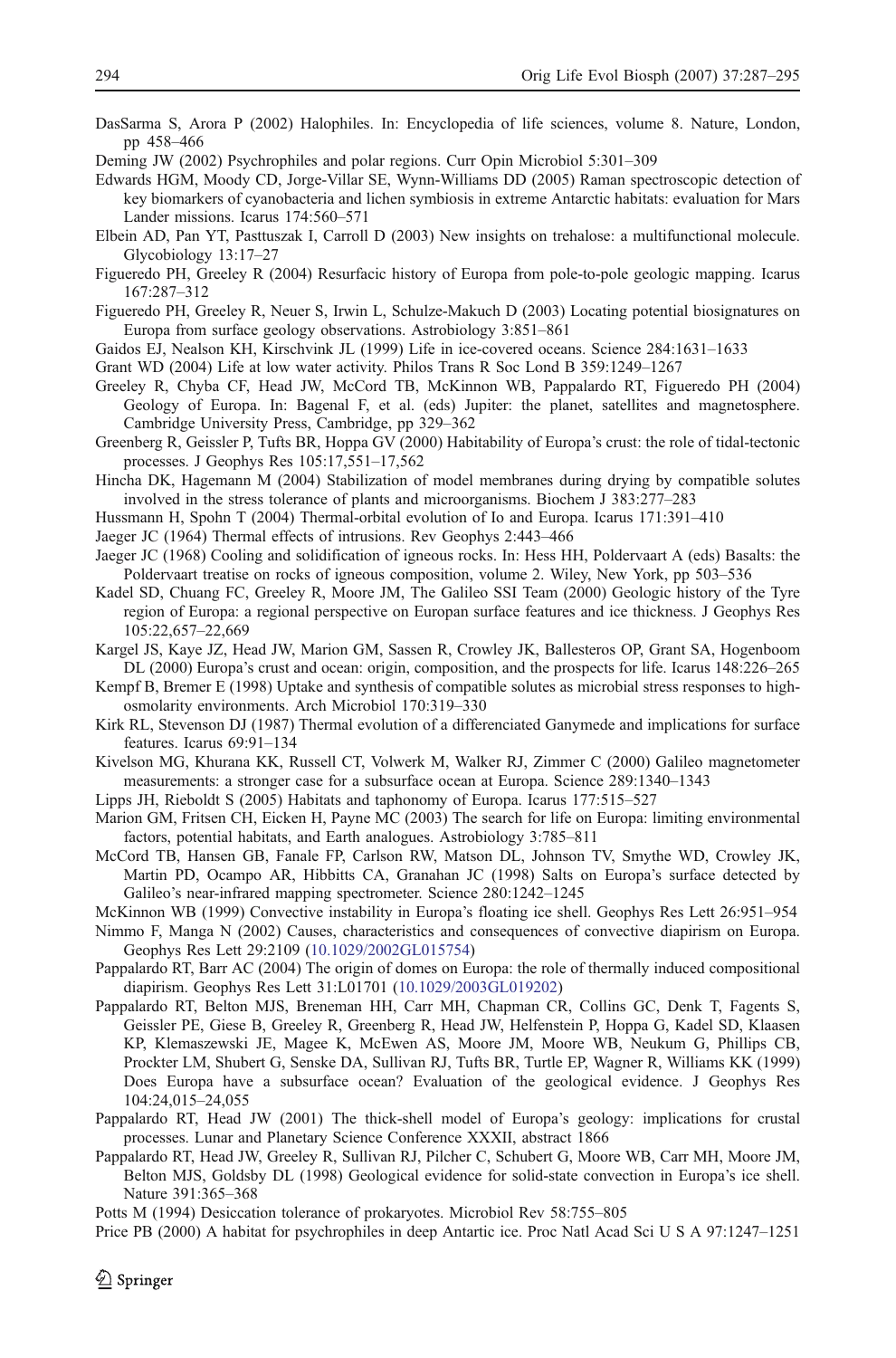DasSarma S, Arora P (2002) Halophiles. In: Encyclopedia of life sciences, volume 8. Nature, London, pp 458–466

Deming JW (2002) Psychrophiles and polar regions. Curr Opin Microbiol 5:301–309

Edwards HGM, Moody CD, Jorge-Villar SE, Wynn-Williams DD (2005) Raman spectroscopic detection of key biomarkers of cyanobacteria and lichen symbiosis in extreme Antarctic habitats: evaluation for Mars Lander missions. Icarus 174:560–571

Elbein AD, Pan YT, Pasttuszak I, Carroll D (2003) New insights on trehalose: a multifunctional molecule. Glycobiology 13:17–27

Figueredo PH, Greeley R (2004) Resurfacic history of Europa from pole-to-pole geologic mapping. Icarus 167:287–312

Figueredo PH, Greeley R, Neuer S, Irwin L, Schulze-Makuch D (2003) Locating potential biosignatures on Europa from surface geology observations. Astrobiology 3:851–861

Gaidos EJ, Nealson KH, Kirschvink JL (1999) Life in ice-covered oceans. Science 284:1631–1633

Grant WD (2004) Life at low water activity. Philos Trans R Soc Lond B 359:1249–1267

Greeley R, Chyba CF, Head JW, McCord TB, McKinnon WB, Pappalardo RT, Figueredo PH (2004) Geology of Europa. In: Bagenal F, et al. (eds) Jupiter: the planet, satellites and magnetosphere. Cambridge University Press, Cambridge, pp 329–362

Greenberg R, Geissler P, Tufts BR, Hoppa GV (2000) Habitability of Europa's crust: the role of tidal-tectonic processes. J Geophys Res 105:17,551–17,562

Hincha DK, Hagemann M (2004) Stabilization of model membranes during drying by compatible solutes involved in the stress tolerance of plants and microorganisms. Biochem J 383:277–283

Hussmann H, Spohn T (2004) Thermal-orbital evolution of Io and Europa. Icarus 171:391–410

Jaeger JC (1964) Thermal effects of intrusions. Rev Geophys 2:443–466

Jaeger JC (1968) Cooling and solidification of igneous rocks. In: Hess HH, Poldervaart A (eds) Basalts: the Poldervaart treatise on rocks of igneous composition, volume 2. Wiley, New York, pp 503–536

Kadel SD, Chuang FC, Greeley R, Moore JM, The Galileo SSI Team (2000) Geologic history of the Tyre region of Europa: a regional perspective on Europan surface features and ice thickness. J Geophys Res 105:22,657–22,669

Kargel JS, Kaye JZ, Head JW, Marion GM, Sassen R, Crowley JK, Ballesteros OP, Grant SA, Hogenboom DL (2000) Europa's crust and ocean: origin, composition, and the prospects for life. Icarus 148:226–265

Kempf B, Bremer E (1998) Uptake and synthesis of compatible solutes as microbial stress responses to high-osmolarity environments. Arch Microbiol 170:319–330

Kirk RL, Stevenson DJ (1987) Thermal evolution of a differenciated Ganymede and implications for surface features. Icarus 69:91–134

Kivelson MG, Khurana KK, Russell CT, Volwerk M, Walker RJ, Zimmer C (2000) Galileo magnetometer measurements: a stronger case for a subsurface ocean at Europa. Science 289:1340–1343

Lipps JH, Rieboldt S (2005) Habitats and taphonomy of Europa. Icarus 177:515–527

Marion GM, Fritsen CH, Eicken H, Payne MC (2003) The search for life on Europa: limiting environmental factors, potential habitats, and Earth analogues. Astrobiology 3:785–811

McCord TB, Hansen GB, Fanale FP, Carlson RW, Matson DL, Johnson TV, Smythe WD, Crowley JK, Martin PD, Ocampo AR, Hibbitts CA, Granahan JC (1998) Salts on Europa's surface detected by Galileo's near-infrared mapping spectrometer. Science 280:1242–1245

McKinnon WB (1999) Convective instability in Europa's floating ice shell. Geophys Res Lett 26:951–954

Nimmo F, Manga N (2002) Causes, characteristics and consequences of convective diapirism on Europa. Geophys Res Lett 29:2109 (10.1029/2002GL015754)

Pappalardo RT, Barr AC (2004) The origin of domes on Europa: the role of thermally induced compositional diapirism. Geophys Res Lett 31:L01701 (10.1029/2003GL019202)

Pappalardo RT, Belton MJS, Breneman HH, Carr MH, Chapman CR, Collins GC, Denk T, Fagents S, Geissler PE, Giese B, Greeley R, Greenberg R, Head JW, Helfenstein P, Hoppa G, Kadel SD, Klaasen KP, Klemaszewski JE, Magee K, McEwen AS, Moore JM, Moore WB, Neukum G, Phillips CB, Prockter LM, Shubert G, Senske DA, Sullivan RJ, Tufts BR, Turtle EP, Wagner R, Williams KK (1999) Does Europa have a subsurface ocean? Evaluation of the geological evidence. J Geophys Res 104:24,015–24,055

Pappalardo RT, Head JW (2001) The thick-shell model of Europa's geology: implications for crustal processes. Lunar and Planetary Science Conference XXXII, abstract 1866

Pappalardo RT, Head JW, Greeley R, Sullivan RJ, Pilcher C, Schubert G, Moore WB, Carr MH, Moore JM, Belton MJS, Goldsby DL (1998) Geological evidence for solid-state convection in Europa's ice shell. Nature 391:365–368

Potts M (1994) Desiccation tolerance of prokaryotes. Microbiol Rev 58:755–805

Price PB (2000) A habitat for psychrophiles in deep Antartic ice. Proc Natl Acad Sci U S A 97:1247–1251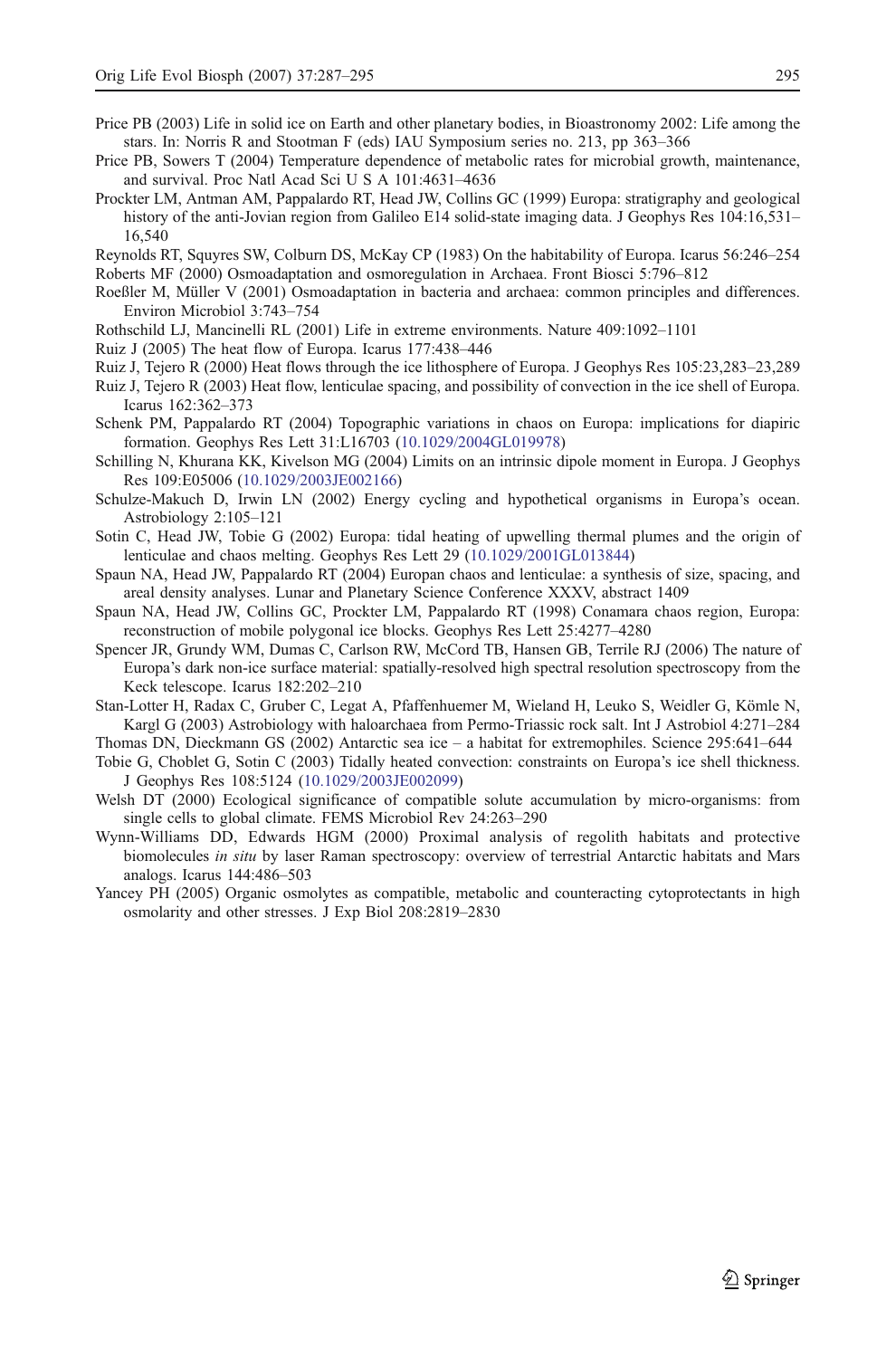Price PB (2003) Life in solid ice on Earth and other planetary bodies, in Bioastronomy 2002: Life among the stars. In: Norris R and Stootman F (eds) IAU Symposium series no. 213, pp 363–366

Price PB, Sowers T (2004) Temperature dependence of metabolic rates for microbial growth, maintenance, and survival. Proc Natl Acad Sci U S A 101:4631–4636

Prockter LM, Antman AM, Pappalardo RT, Head JW, Collins GC (1999) Europa: stratigraphy and geological history of the anti-Jovian region from Galileo E14 solid-state imaging data. J Geophys Res 104:16,531–16,540

Reynolds RT, Squyres SW, Colburn DS, McKay CP (1983) On the habitability of Europa. Icarus 56:246–254

Roberts MF (2000) Osmoadaptation and osmoregulation in Archaea. Front Biosci 5:796–812

Roeßler M, Müller V (2001) Osmoadaptation in bacteria and archaea: common principles and differences. Environ Microbiol 3:743–754

Rothschild LJ, Mancinelli RL (2001) Life in extreme environments. Nature 409:1092–1101

Ruiz J (2005) The heat flow of Europa. Icarus 177:438–446

Ruiz J, Tejero R (2000) Heat flows through the ice lithosphere of Europa. J Geophys Res 105:23,283–23,289

Ruiz J, Tejero R (2003) Heat flow, lenticulae spacing, and possibility of convection in the ice shell of Europa. Icarus 162:362–373

Schenk PM, Pappalardo RT (2004) Topographic variations in chaos on Europa: implications for diapiric formation. Geophys Res Lett 31:L16703 (10.1029/2004GL019978)

Schilling N, Khurana KK, Kivelson MG (2004) Limits on an intrinsic dipole moment in Europa. J Geophys Res 109:E05006 (10.1029/2003JE002166)

Schulze-Makuch D, Irwin LN (2002) Energy cycling and hypothetical organisms in Europa's ocean. Astrobiology 2:105–121

Sotin C, Head JW, Tobie G (2002) Europa: tidal heating of upwelling thermal plumes and the origin of lenticulae and chaos melting. Geophys Res Lett 29 (10.1029/2001GL013844)

Spaun NA, Head JW, Pappalardo RT (2004) Europan chaos and lenticulae: a synthesis of size, spacing, and areal density analyses. Lunar and Planetary Science Conference XXXV, abstract 1409

Spaun NA, Head JW, Collins GC, Prockter LM, Pappalardo RT (1998) Conamara chaos region, Europa: reconstruction of mobile polygonal ice blocks. Geophys Res Lett 25:4277–4280

Spencer JR, Grundy WM, Dumas C, Carlson RW, McCord TB, Hansen GB, Terrile RJ (2006) The nature of Europa's dark non-ice surface material: spatially-resolved high spectral resolution spectroscopy from the Keck telescope. Icarus 182:202–210

Stan-Lotter H, Radax C, Gruber C, Legat A, Pfaffenhuemer M, Wieland H, Leuko S, Weidler G, Kömle N, Kargl G (2003) Astrobiology with haloarchaea from Permo-Triassic rock salt. Int J Astrobiol 4:271–284

Thomas DN, Dieckmann GS (2002) Antarctic sea ice – a habitat for extremophiles. Science 295:641–644

Tobie G, Choblet G, Sotin C (2003) Tidally heated convection: constraints on Europa's ice shell thickness. J Geophys Res 108:5124 (10.1029/2003JE002099)

Welsh DT (2000) Ecological significance of compatible solute accumulation by micro-organisms: from single cells to global climate. FEMS Microbiol Rev 24:263–290

Wynn-Williams DD, Edwards HGM (2000) Proximal analysis of regolith habitats and protective biomolecules *in situ* by laser Raman spectroscopy: overview of terrestrial Antarctic habitats and Mars analogs. Icarus 144:486–503

Yancey PH (2005) Organic osmolytes as compatible, metabolic and counteracting cytoprotectants in high osmolarity and other stresses. J Exp Biol 208:2819–2830